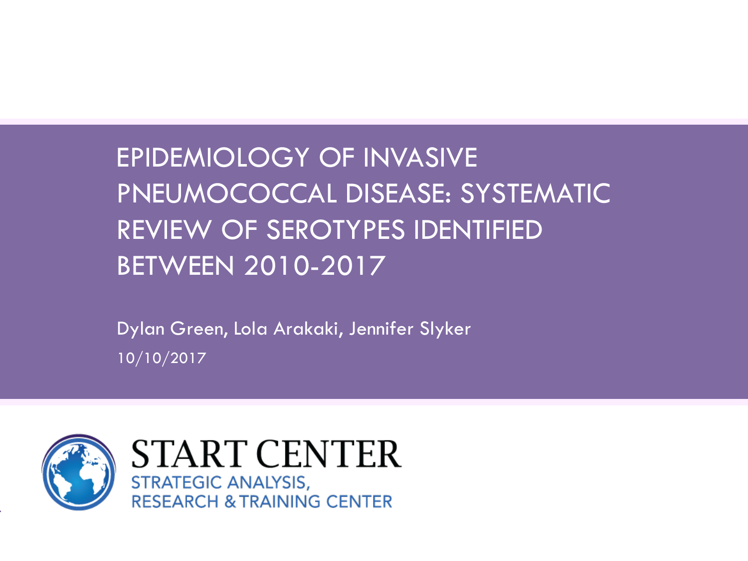# EPIDEMIOLOGY OF INVASIVE PNEUMOCOCCAL DISEASE: SYSTEMATIC REVIEW OF SEROTYPES IDENTIFIED BETWEEN 2010-2017

Dylan Green, Lola Arakaki, Jennifer Slyker

10/10/2017

START CENTER

STRATEGIC ANALYSIS, RESEARCH & TRAINING CENTER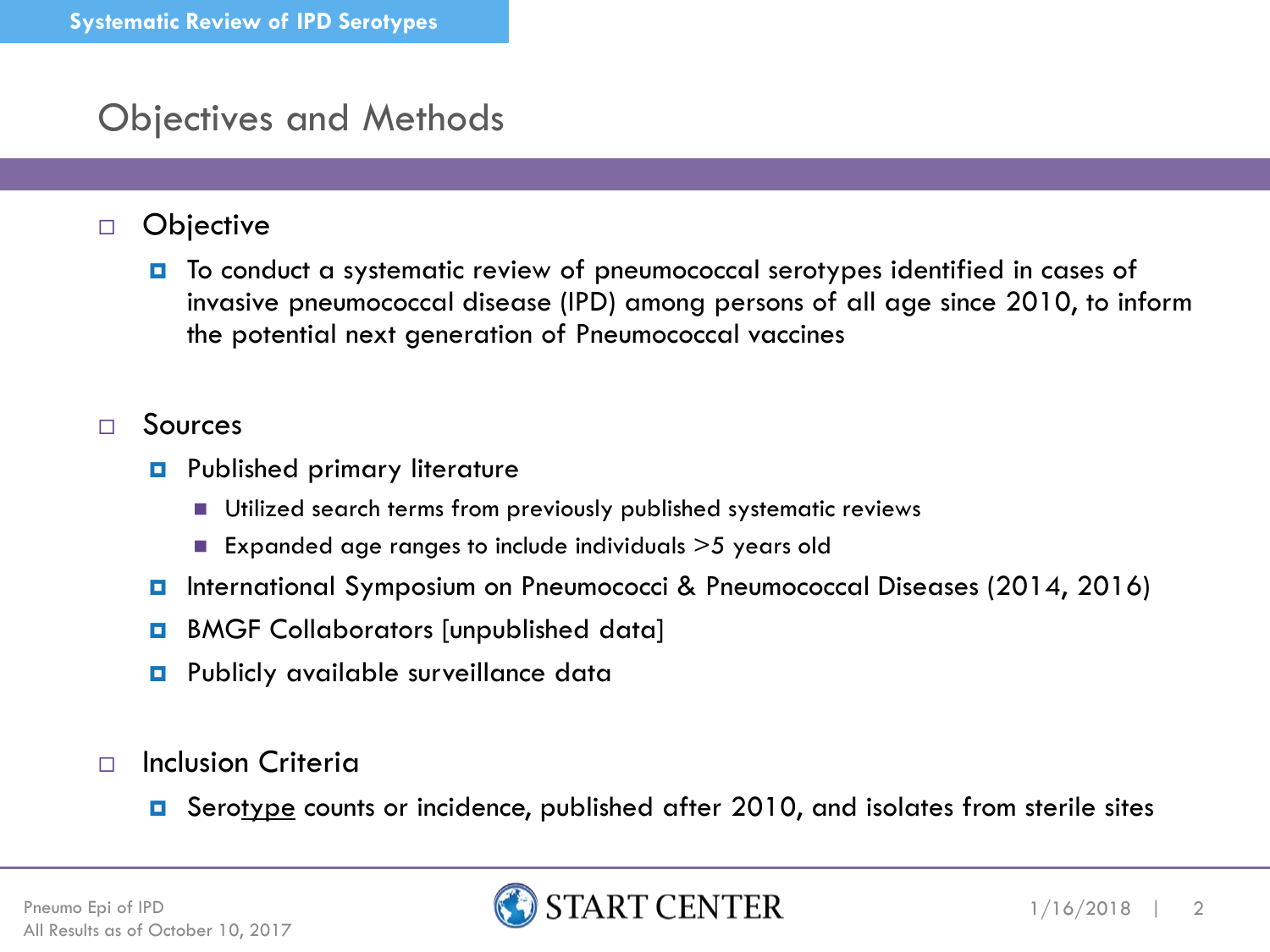# Objectives and Methods

- Objective
  - To conduct a systematic review of pneumococcal serotypes identified in cases of invasive pneumococcal disease (IPD) among persons of all age since 2010, to inform the potential next generation of Pneumococcal vaccines

- Sources
  - Published primary literature
    - Utilized search terms from previously published systematic reviews
    - Expanded age ranges to include individuals >5 years old
  - International Symposium on Pneumococci & Pneumococcal Diseases (2014, 2016)
  - BMGF Collaborators [unpublished data]
  - Publicly available surveillance data

- Inclusion Criteria
  - Serotype counts or incidence, published after 2010, and isolates from sterile sites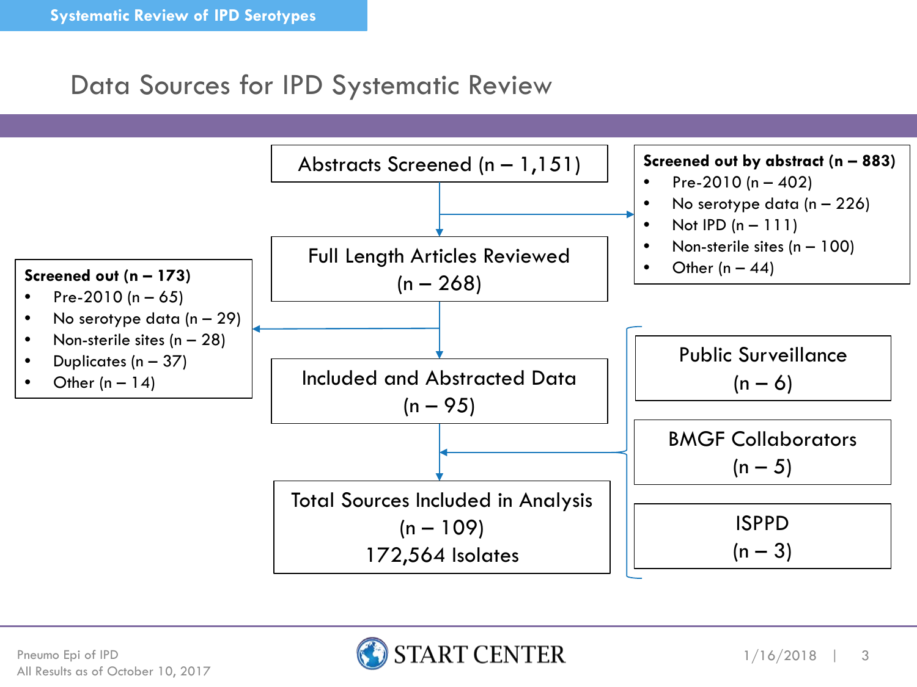# Data Sources for IPD Systematic Review

**Abstracts Screened (n – 1,151)**

**Screened out by abstract (n – 883)**
- Pre-2010 (n – 402)
- No serotype data (n – 226)
- Not IPD (n – 111)
- Non-sterile sites (n – 100)
- Other (n – 44)

**Full Length Articles Reviewed (n – 268)**

**Screened out (n – 173)**
- Pre-2010 (n – 65)
- No serotype data (n – 29)
- Non-sterile sites (n – 28)
- Duplicates (n – 37)
- Other (n – 14)

**Included and Abstracted Data (n – 95)**

Additional sources:
- Public Surveillance (n – 6)
- BMGF Collaborators (n – 5)
- ISPPD (n – 3)

**Total Sources Included in Analysis (n – 109) 172,564 Isolates**

Pneumo Epi of IPD
All Results as of October 10, 2017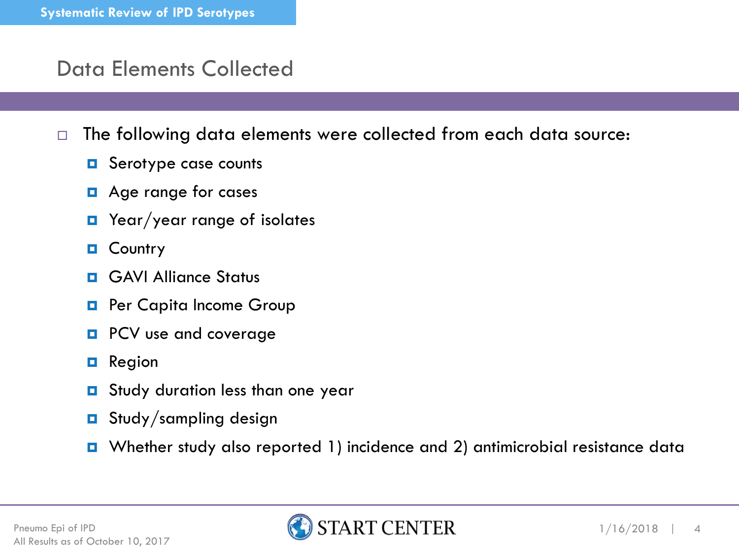## Data Elements Collected

- The following data elements were collected from each data source:
  - Serotype case counts
  - Age range for cases
  - Year/year range of isolates
  - Country
  - GAVI Alliance Status
  - Per Capita Income Group
  - PCV use and coverage
  - Region
  - Study duration less than one year
  - Study/sampling design
  - Whether study also reported 1) incidence and 2) antimicrobial resistance data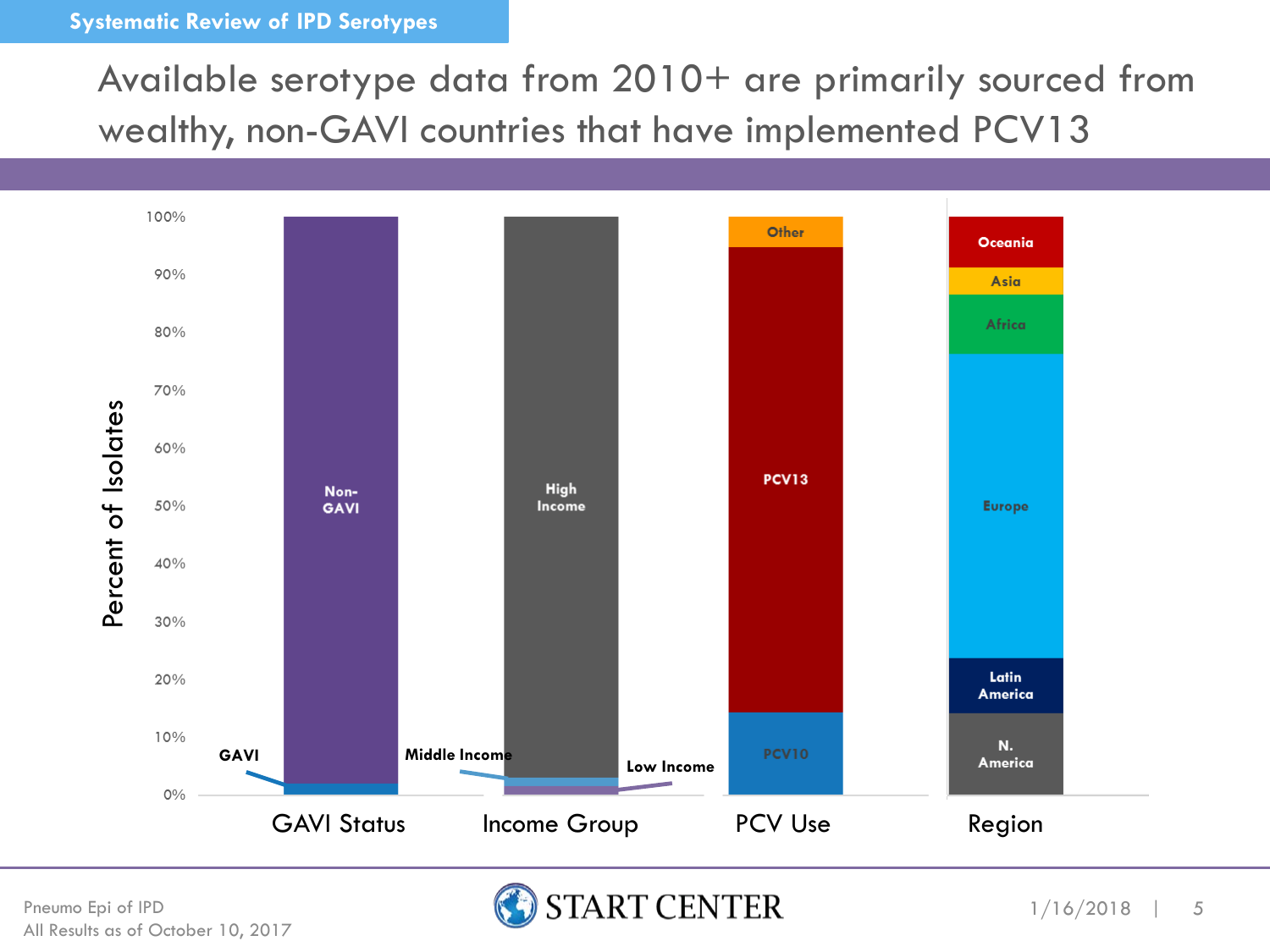Systematic Review of IPD Serotypes

# Available serotype data from 2010+ are primarily sourced from wealthy, non-GAVI countries that have implemented PCV13

Percent of Isolates

100%
90%
80%
70%
60%
50%
40%
30%
20%
10%
0%

GAVI Status: Non-GAVI, GAVI

Income Group: High Income, Middle Income, Low Income

PCV Use: Other, PCV13, PCV10

Region: Oceania, Asia, Africa, Europe, Latin America, N. America

Pneumo Epi of IPD
All Results as of October 10, 2017

START CENTER

1/16/2018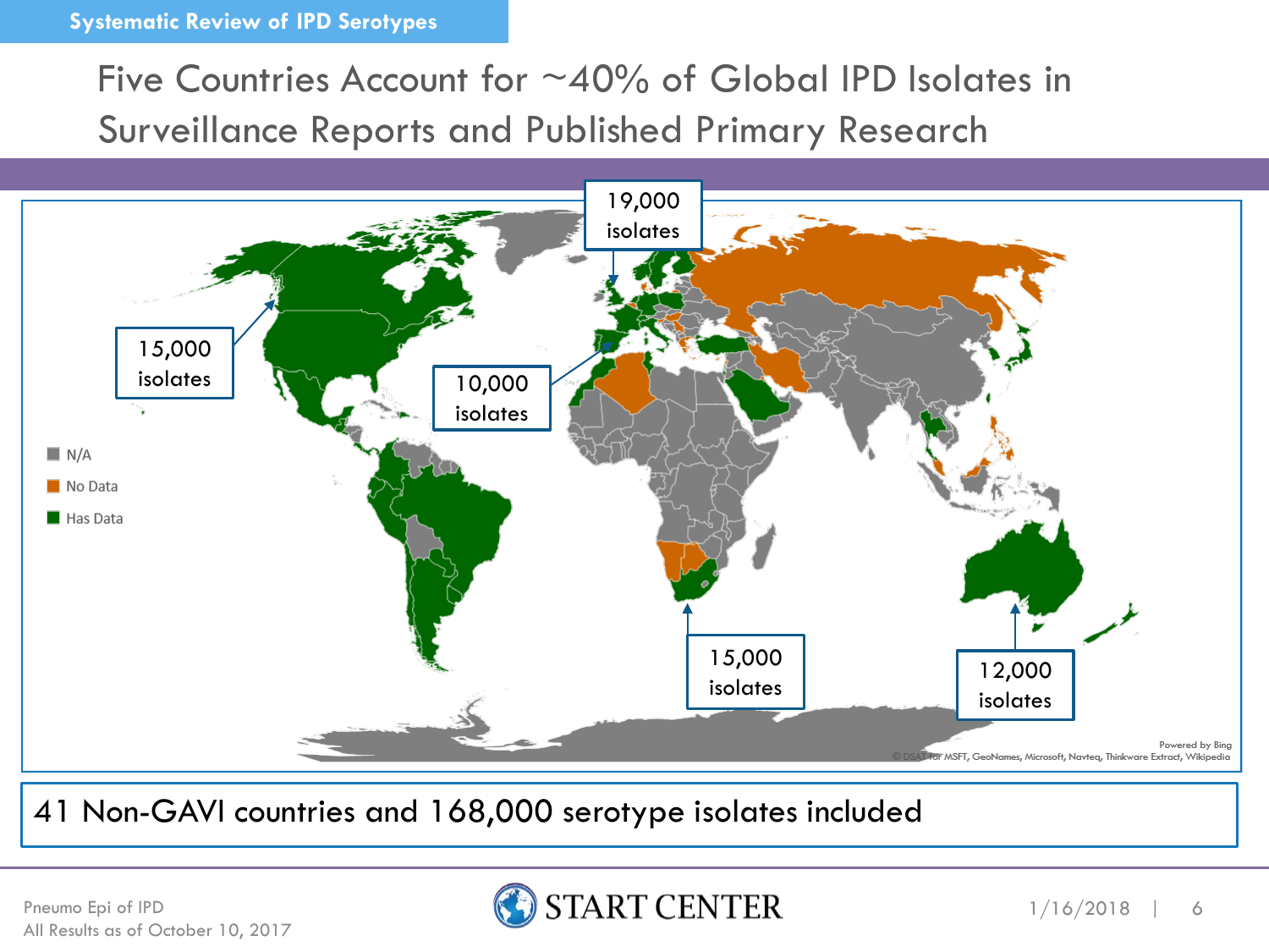Systematic Review of IPD Serotypes

# Five Countries Account for ~40% of Global IPD Isolates in Surveillance Reports and Published Primary Research

19,000 isolates

15,000 isolates

10,000 isolates

15,000 isolates

12,000 isolates

- N/A
- No Data
- Has Data

41 Non-GAVI countries and 168,000 serotype isolates included

Pneumo Epi of IPD
All Results as of October 10, 2017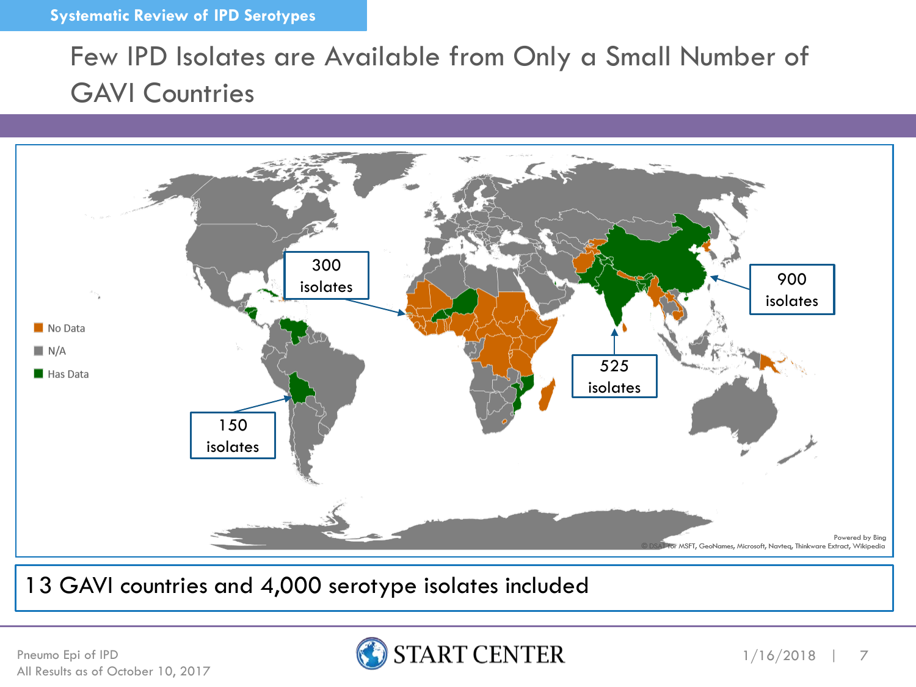Systematic Review of IPD Serotypes

# Few IPD Isolates are Available from Only a Small Number of GAVI Countries

- No Data
- N/A
- Has Data

300 isolates

900 isolates

525 isolates

150 isolates

Powered by Bing
© DSAT for MSFT, GeoNames, Microsoft, Navteq, Thinkware Extract, Wikipedia

13 GAVI countries and 4,000 serotype isolates included

Pneumo Epi of IPD
All Results as of October 10, 2017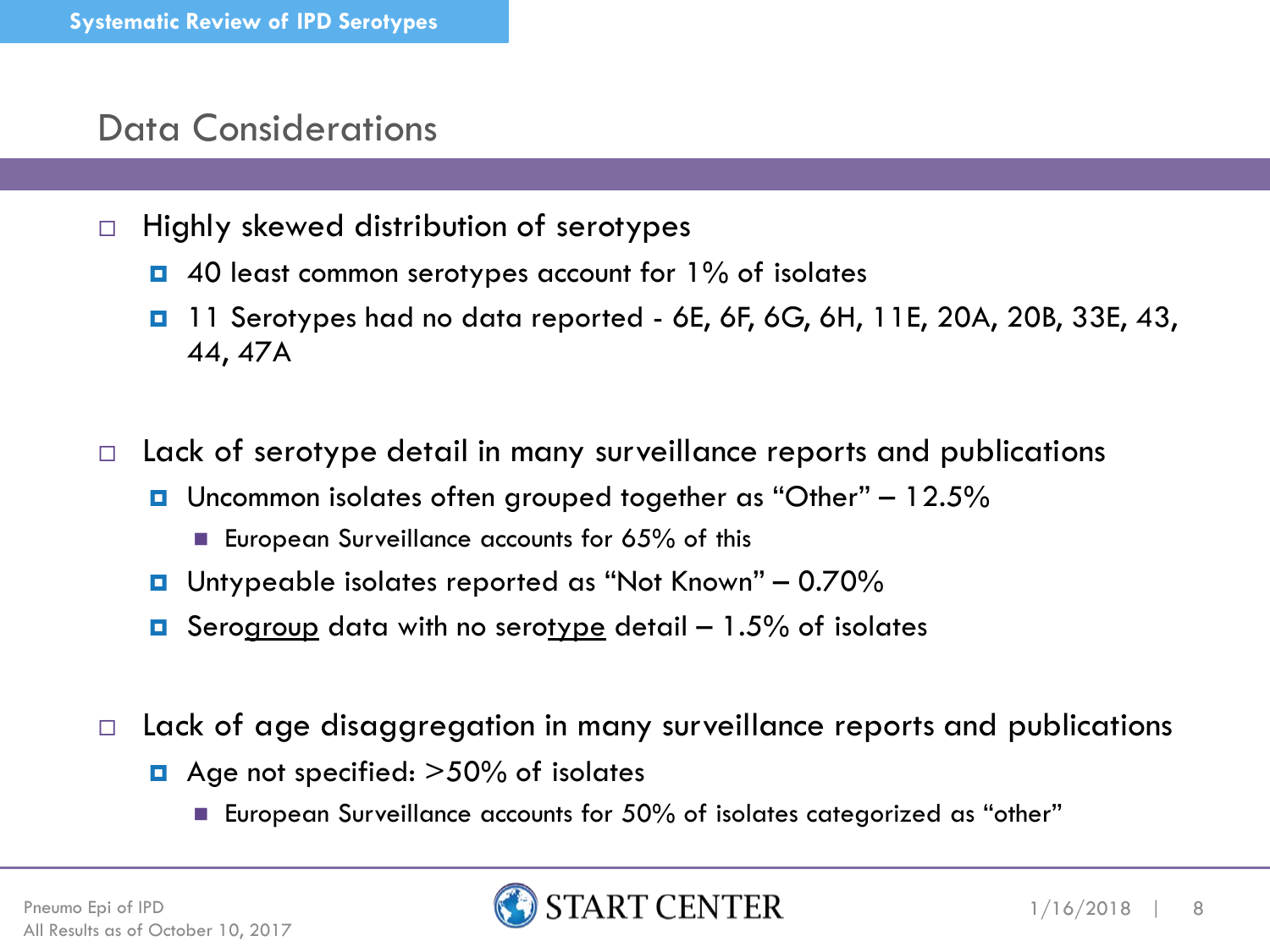## Data Considerations

- Highly skewed distribution of serotypes
  - 40 least common serotypes account for 1% of isolates
  - 11 Serotypes had no data reported - 6E, 6F, 6G, 6H, 11E, 20A, 20B, 33E, 43, 44, 47A

- Lack of serotype detail in many surveillance reports and publications
  - Uncommon isolates often grouped together as "Other" – 12.5%
    - European Surveillance accounts for 65% of this
  - Untypeable isolates reported as "Not Known" – 0.70%
  - Sero<u>group</u> data with no sero<u>type</u> detail – 1.5% of isolates

- Lack of age disaggregation in many surveillance reports and publications
  - Age not specified: >50% of isolates
    - European Surveillance accounts for 50% of isolates categorized as "other"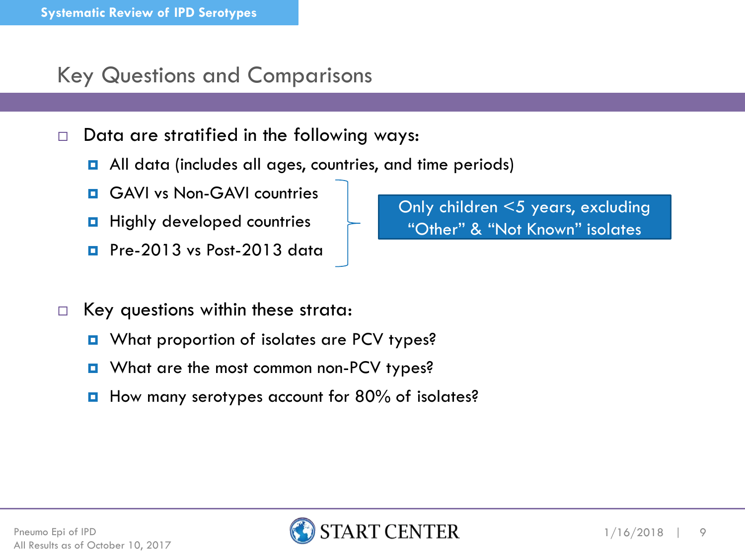Systematic Review of IPD Serotypes

## Key Questions and Comparisons

- Data are stratified in the following ways:
  - All data (includes all ages, countries, and time periods)
  - GAVI vs Non-GAVI countries
  - Highly developed countries
  - Pre-2013 vs Post-2013 data

  Only children <5 years, excluding "Other" & "Not Known" isolates

- Key questions within these strata:
  - What proportion of isolates are PCV types?
  - What are the most common non-PCV types?
  - How many serotypes account for 80% of isolates?